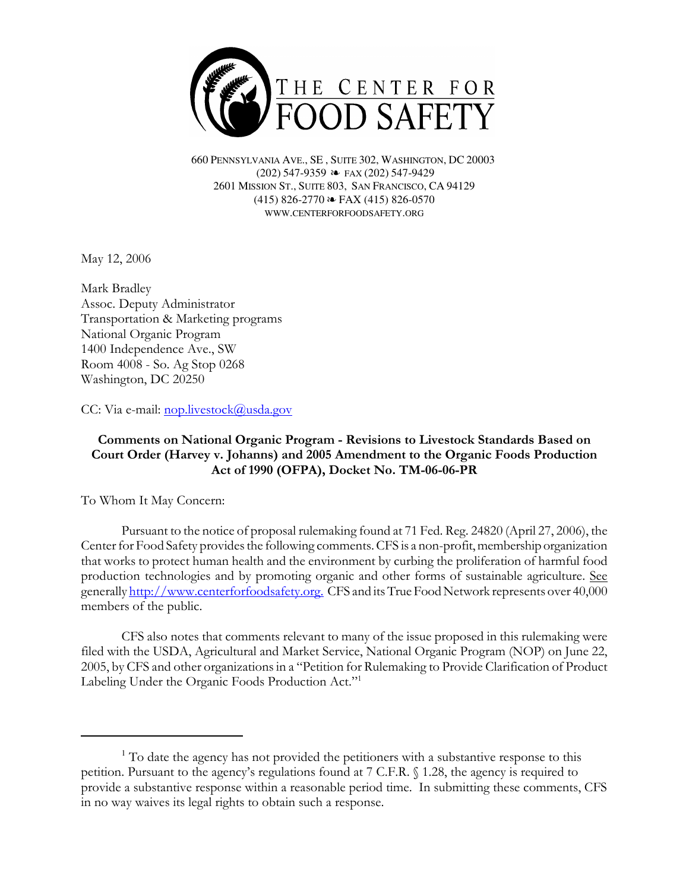THE CENTER FOR FOOD SAFETY

660 PENNSYLVANIA AVE., SE , SUITE 302, WASHINGTON, DC 20003
(202) 547-9359 ❧ FAX (202) 547-9429
2601 MISSION ST., SUITE 803, SAN FRANCISCO, CA 94129
(415) 826-2770 ❧ FAX (415) 826-0570
WWW.CENTERFORFOODSAFETY.ORG

May 12, 2006

Mark Bradley
Assoc. Deputy Administrator
Transportation & Marketing programs
National Organic Program
1400 Independence Ave., SW
Room 4008 - So. Ag Stop 0268
Washington, DC 20250

CC: Via e-mail: nop.livestock@usda.gov

**Comments on National Organic Program - Revisions to Livestock Standards Based on Court Order (Harvey v. Johanns) and 2005 Amendment to the Organic Foods Production Act of 1990 (OFPA), Docket No. TM-06-06-PR**

To Whom It May Concern:

Pursuant to the notice of proposal rulemaking found at 71 Fed. Reg. 24820 (April 27, 2006), the Center for Food Safety provides the following comments. CFS is a non-profit, membership organization that works to protect human health and the environment by curbing the proliferation of harmful food production technologies and by promoting organic and other forms of sustainable agriculture. See generally http://www.centerforfoodsafety.org. CFS and its True Food Network represents over 40,000 members of the public.

CFS also notes that comments relevant to many of the issue proposed in this rulemaking were filed with the USDA, Agricultural and Market Service, National Organic Program (NOP) on June 22, 2005, by CFS and other organizations in a "Petition for Rulemaking to Provide Clarification of Product Labeling Under the Organic Foods Production Act."[1]

---

[1] To date the agency has not provided the petitioners with a substantive response to this petition. Pursuant to the agency's regulations found at 7 C.F.R. § 1.28, the agency is required to provide a substantive response within a reasonable period time. In submitting these comments, CFS in no way waives its legal rights to obtain such a response.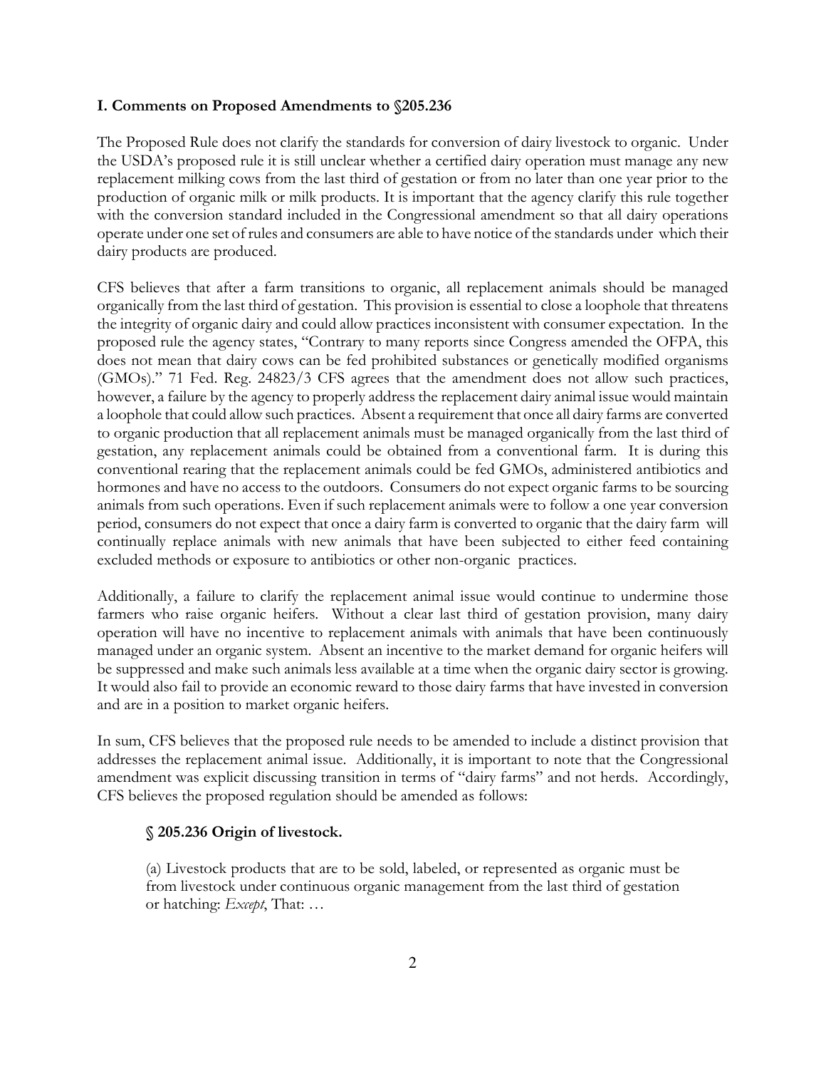**I. Comments on Proposed Amendments to §205.236**

The Proposed Rule does not clarify the standards for conversion of dairy livestock to organic. Under the USDA's proposed rule it is still unclear whether a certified dairy operation must manage any new replacement milking cows from the last third of gestation or from no later than one year prior to the production of organic milk or milk products. It is important that the agency clarify this rule together with the conversion standard included in the Congressional amendment so that all dairy operations operate under one set of rules and consumers are able to have notice of the standards under which their dairy products are produced.

CFS believes that after a farm transitions to organic, all replacement animals should be managed organically from the last third of gestation. This provision is essential to close a loophole that threatens the integrity of organic dairy and could allow practices inconsistent with consumer expectation. In the proposed rule the agency states, "Contrary to many reports since Congress amended the OFPA, this does not mean that dairy cows can be fed prohibited substances or genetically modified organisms (GMOs)." 71 Fed. Reg. 24823/3 CFS agrees that the amendment does not allow such practices, however, a failure by the agency to properly address the replacement dairy animal issue would maintain a loophole that could allow such practices. Absent a requirement that once all dairy farms are converted to organic production that all replacement animals must be managed organically from the last third of gestation, any replacement animals could be obtained from a conventional farm. It is during this conventional rearing that the replacement animals could be fed GMOs, administered antibiotics and hormones and have no access to the outdoors. Consumers do not expect organic farms to be sourcing animals from such operations. Even if such replacement animals were to follow a one year conversion period, consumers do not expect that once a dairy farm is converted to organic that the dairy farm will continually replace animals with new animals that have been subjected to either feed containing excluded methods or exposure to antibiotics or other non-organic practices.

Additionally, a failure to clarify the replacement animal issue would continue to undermine those farmers who raise organic heifers. Without a clear last third of gestation provision, many dairy operation will have no incentive to replacement animals with animals that have been continuously managed under an organic system. Absent an incentive to the market demand for organic heifers will be suppressed and make such animals less available at a time when the organic dairy sector is growing. It would also fail to provide an economic reward to those dairy farms that have invested in conversion and are in a position to market organic heifers.

In sum, CFS believes that the proposed rule needs to be amended to include a distinct provision that addresses the replacement animal issue. Additionally, it is important to note that the Congressional amendment was explicit discussing transition in terms of "dairy farms" and not herds. Accordingly, CFS believes the proposed regulation should be amended as follows:

> **§ 205.236 Origin of livestock.**
>
> (a) Livestock products that are to be sold, labeled, or represented as organic must be from livestock under continuous organic management from the last third of gestation or hatching: *Except*, That: …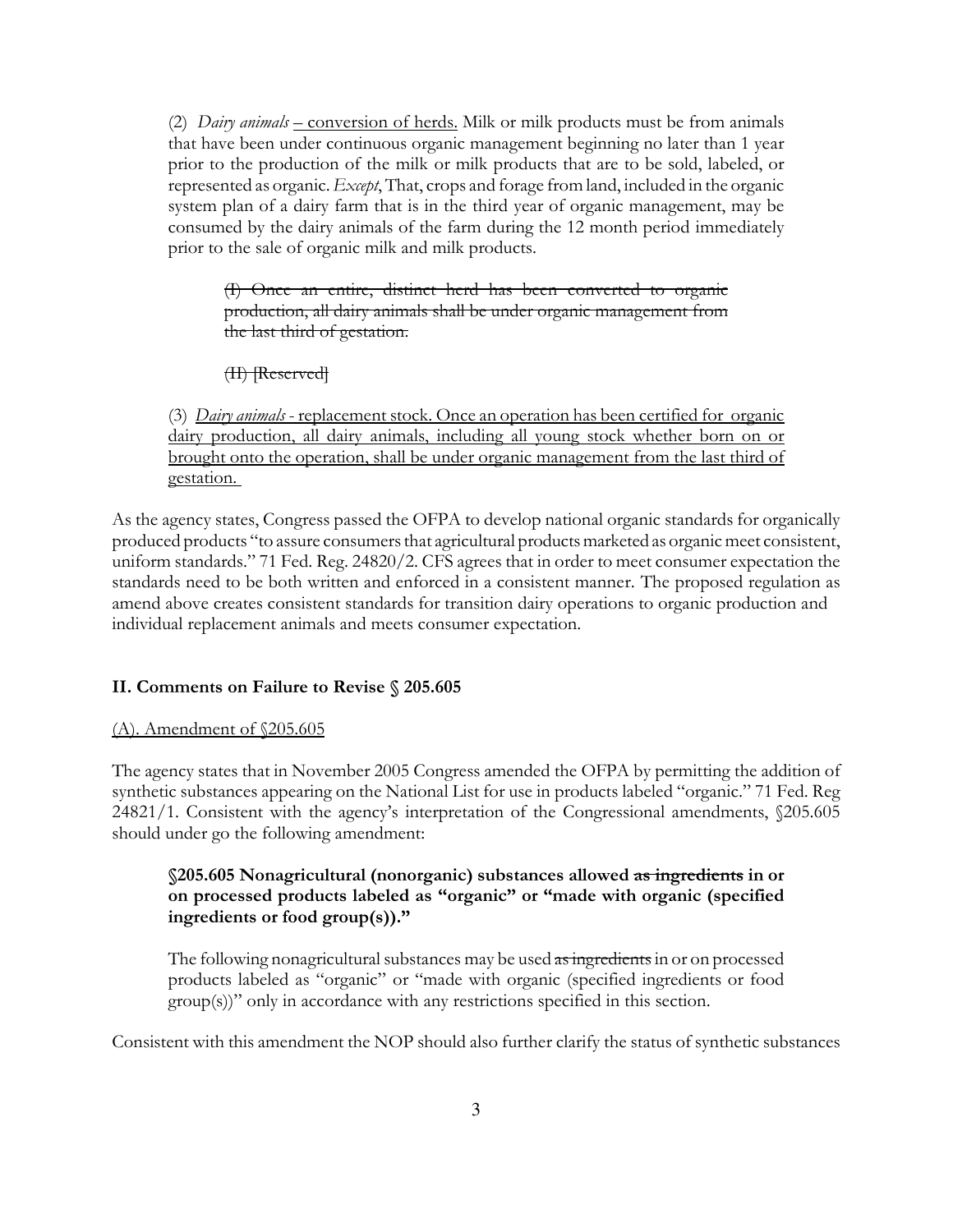(2) *Dairy animals* <u>– conversion of herds.</u> Milk or milk products must be from animals that have been under continuous organic management beginning no later than 1 year prior to the production of the milk or milk products that are to be sold, labeled, or represented as organic. *Except*, That, crops and forage from land, included in the organic system plan of a dairy farm that is in the third year of organic management, may be consumed by the dairy animals of the farm during the 12 month period immediately prior to the sale of organic milk and milk products.

> ~~(I) Once an entire, distinct herd has been converted to organic production, all dairy animals shall be under organic management from the last third of gestation.~~
>
> ~~(II) [Reserved]~~

(3) <u>*Dairy animals* - replacement stock. Once an operation has been certified for organic dairy production, all dairy animals, including all young stock whether born on or brought onto the operation, shall be under organic management from the last third of gestation.</u>

As the agency states, Congress passed the OFPA to develop national organic standards for organically produced products "to assure consumers that agricultural products marketed as organic meet consistent, uniform standards." 71 Fed. Reg. 24820/2. CFS agrees that in order to meet consumer expectation the standards need to be both written and enforced in a consistent manner. The proposed regulation as amend above creates consistent standards for transition dairy operations to organic production and individual replacement animals and meets consumer expectation.

## II. Comments on Failure to Revise § 205.605

<u>(A). Amendment of §205.605</u>

The agency states that in November 2005 Congress amended the OFPA by permitting the addition of synthetic substances appearing on the National List for use in products labeled "organic." 71 Fed. Reg 24821/1. Consistent with the agency's interpretation of the Congressional amendments, §205.605 should under go the following amendment:

> **§205.605 Nonagricultural (nonorganic) substances allowed ~~as ingredients~~ in or on processed products labeled as "organic" or "made with organic (specified ingredients or food group(s))."**
>
> The following nonagricultural substances may be used ~~as ingredients~~ in or on processed products labeled as "organic" or "made with organic (specified ingredients or food group(s))" only in accordance with any restrictions specified in this section.

Consistent with this amendment the NOP should also further clarify the status of synthetic substances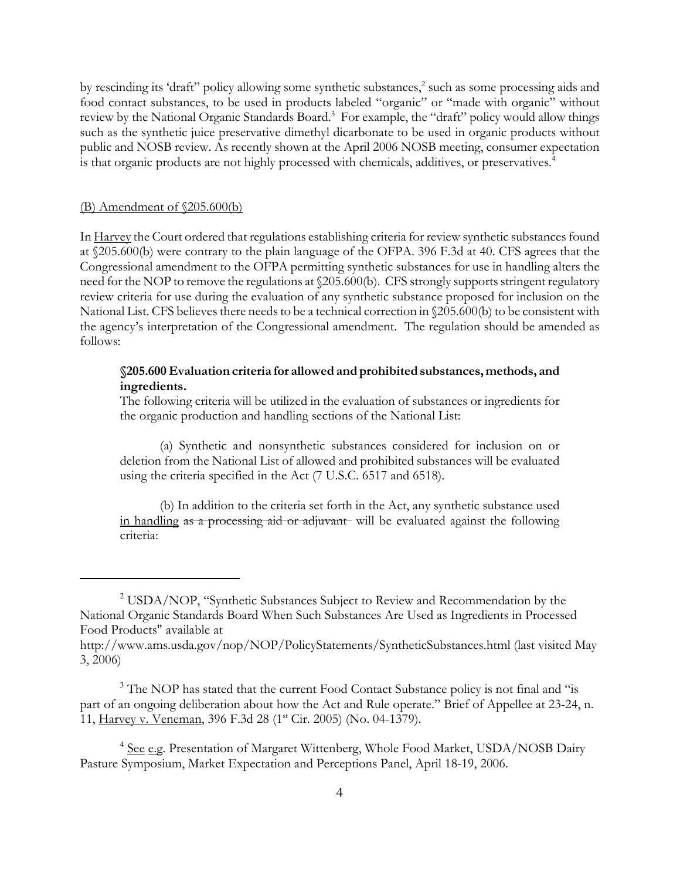by rescinding its 'draft" policy allowing some synthetic substances,[2] such as some processing aids and food contact substances, to be used in products labeled "organic" or "made with organic" without review by the National Organic Standards Board.[3] For example, the "draft" policy would allow things such as the synthetic juice preservative dimethyl dicarbonate to be used in organic products without public and NOSB review. As recently shown at the April 2006 NOSB meeting, consumer expectation is that organic products are not highly processed with chemicals, additives, or preservatives.[4]

<u>(B) Amendment of §205.600(b)</u>

In <u>Harvey</u> the Court ordered that regulations establishing criteria for review synthetic substances found at §205.600(b) were contrary to the plain language of the OFPA. 396 F.3d at 40. CFS agrees that the Congressional amendment to the OFPA permitting synthetic substances for use in handling alters the need for the NOP to remove the regulations at §205.600(b). CFS strongly supports stringent regulatory review criteria for use during the evaluation of any synthetic substance proposed for inclusion on the National List. CFS believes there needs to be a technical correction in §205.600(b) to be consistent with the agency's interpretation of the Congressional amendment. The regulation should be amended as follows:

> **§205.600 Evaluation criteria for allowed and prohibited substances, methods, and ingredients.**
> The following criteria will be utilized in the evaluation of substances or ingredients for the organic production and handling sections of the National List:
>
> (a) Synthetic and nonsynthetic substances considered for inclusion on or deletion from the National List of allowed and prohibited substances will be evaluated using the criteria specified in the Act (7 U.S.C. 6517 and 6518).
>
> (b) In addition to the criteria set forth in the Act, any synthetic substance used <u>in handling</u> ~~as a processing aid or adjuvant~~ will be evaluated against the following criteria:

---

[2] USDA/NOP, "Synthetic Substances Subject to Review and Recommendation by the National Organic Standards Board When Such Substances Are Used as Ingredients in Processed Food Products" available at http://www.ams.usda.gov/nop/NOP/PolicyStatements/SyntheticSubstances.html (last visited May 3, 2006)

[3] The NOP has stated that the current Food Contact Substance policy is not final and "is part of an ongoing deliberation about how the Act and Rule operate." Brief of Appellee at 23-24, n. 11, <u>Harvey v. Veneman</u>, 396 F.3d 28 (1st Cir. 2005) (No. 04-1379).

[4] <u>See</u> <u>e.g.</u> Presentation of Margaret Wittenberg, Whole Food Market, USDA/NOSB Dairy Pasture Symposium, Market Expectation and Perceptions Panel, April 18-19, 2006.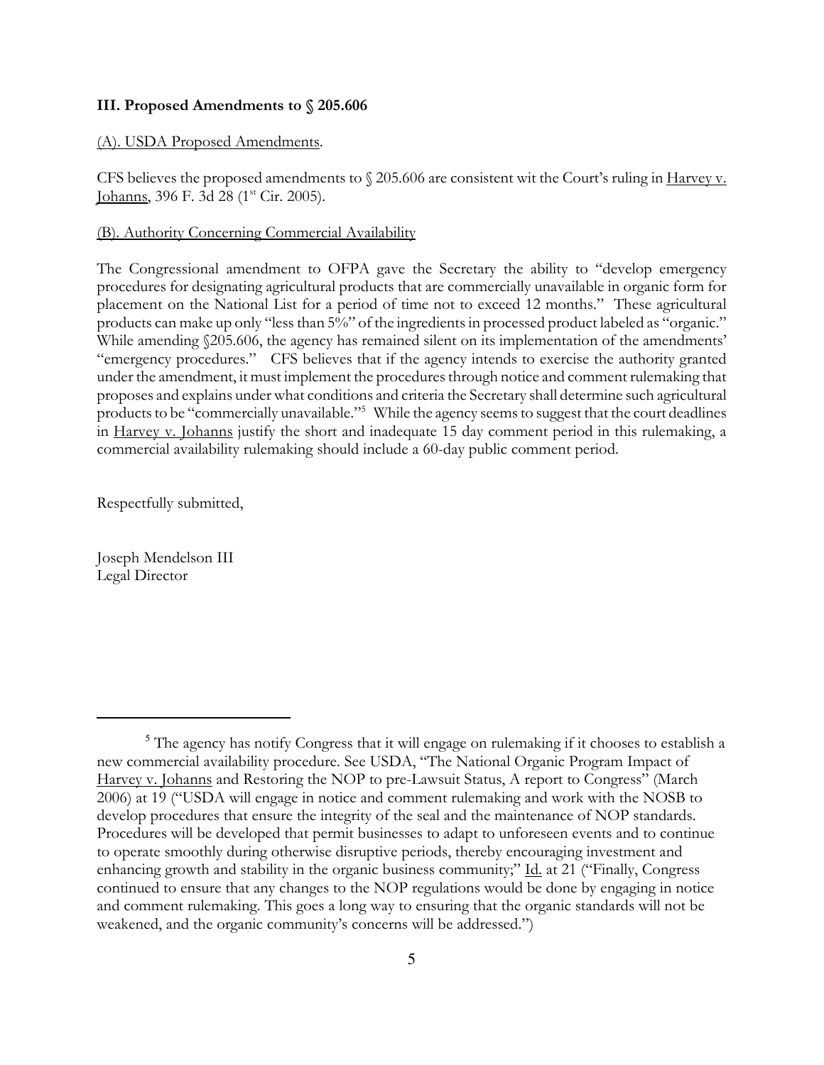**III. Proposed Amendments to § 205.606**

(A). USDA Proposed Amendments.

CFS believes the proposed amendments to § 205.606 are consistent wit the Court's ruling in Harvey v. Johanns, 396 F. 3d 28 (1st Cir. 2005).

(B). Authority Concerning Commercial Availability

The Congressional amendment to OFPA gave the Secretary the ability to "develop emergency procedures for designating agricultural products that are commercially unavailable in organic form for placement on the National List for a period of time not to exceed 12 months." These agricultural products can make up only "less than 5%" of the ingredients in processed product labeled as "organic." While amending §205.606, the agency has remained silent on its implementation of the amendments' "emergency procedures." CFS believes that if the agency intends to exercise the authority granted under the amendment, it must implement the procedures through notice and comment rulemaking that proposes and explains under what conditions and criteria the Secretary shall determine such agricultural products to be "commercially unavailable."[5] While the agency seems to suggest that the court deadlines in Harvey v. Johanns justify the short and inadequate 15 day comment period in this rulemaking, a commercial availability rulemaking should include a 60-day public comment period.

Respectfully submitted,

Joseph Mendelson III
Legal Director

---

[5] The agency has notify Congress that it will engage on rulemaking if it chooses to establish a new commercial availability procedure. See USDA, "The National Organic Program Impact of Harvey v. Johanns and Restoring the NOP to pre-Lawsuit Status, A report to Congress" (March 2006) at 19 ("USDA will engage in notice and comment rulemaking and work with the NOSB to develop procedures that ensure the integrity of the seal and the maintenance of NOP standards. Procedures will be developed that permit businesses to adapt to unforeseen events and to continue to operate smoothly during otherwise disruptive periods, thereby encouraging investment and enhancing growth and stability in the organic business community;" Id. at 21 ("Finally, Congress continued to ensure that any changes to the NOP regulations would be done by engaging in notice and comment rulemaking. This goes a long way to ensuring that the organic standards will not be weakened, and the organic community's concerns will be addressed.")